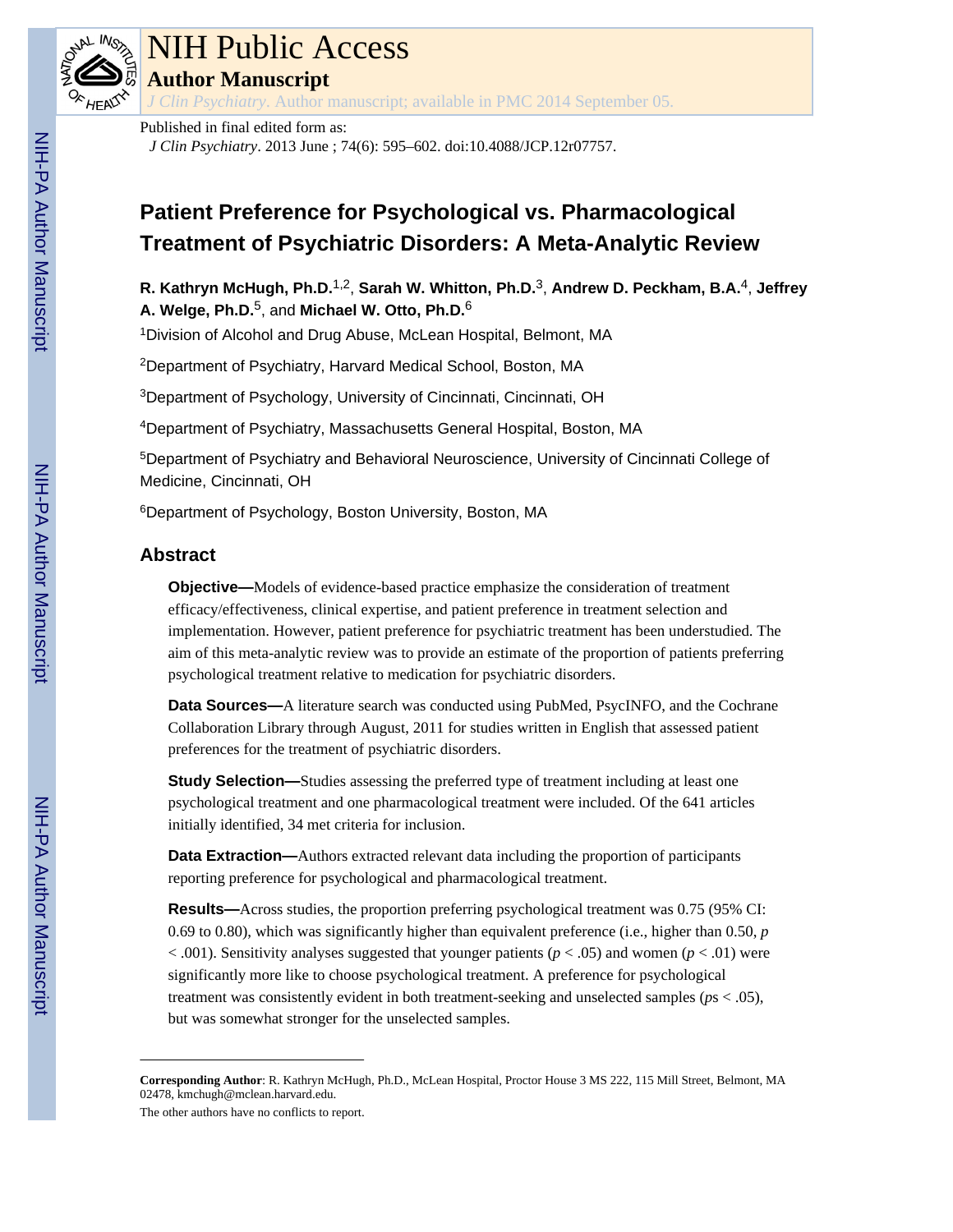# NIH Public Access

## Author Manuscript

*J Clin Psychiatry*. Author manuscript; available in PMC 2014 September 05.

Published in final edited form as:

*J Clin Psychiatry*. 2013 June ; 74(6): 595–602. doi:10.4088/JCP.12r07757.

# Patient Preference for Psychological vs. Pharmacological Treatment of Psychiatric Disorders: A Meta-Analytic Review

**R. Kathryn McHugh, Ph.D.**[1,2], **Sarah W. Whitton, Ph.D.**[3], **Andrew D. Peckham, B.A.**[4], **Jeffrey A. Welge, Ph.D.**[5], and **Michael W. Otto, Ph.D.**[6]

[1]Division of Alcohol and Drug Abuse, McLean Hospital, Belmont, MA

[2]Department of Psychiatry, Harvard Medical School, Boston, MA

[3]Department of Psychology, University of Cincinnati, Cincinnati, OH

[4]Department of Psychiatry, Massachusetts General Hospital, Boston, MA

[5]Department of Psychiatry and Behavioral Neuroscience, University of Cincinnati College of Medicine, Cincinnati, OH

[6]Department of Psychology, Boston University, Boston, MA

## Abstract

**Objective—**Models of evidence-based practice emphasize the consideration of treatment efficacy/effectiveness, clinical expertise, and patient preference in treatment selection and implementation. However, patient preference for psychiatric treatment has been understudied. The aim of this meta-analytic review was to provide an estimate of the proportion of patients preferring psychological treatment relative to medication for psychiatric disorders.

**Data Sources—**A literature search was conducted using PubMed, PsycINFO, and the Cochrane Collaboration Library through August, 2011 for studies written in English that assessed patient preferences for the treatment of psychiatric disorders.

**Study Selection—**Studies assessing the preferred type of treatment including at least one psychological treatment and one pharmacological treatment were included. Of the 641 articles initially identified, 34 met criteria for inclusion.

**Data Extraction—**Authors extracted relevant data including the proportion of participants reporting preference for psychological and pharmacological treatment.

**Results—**Across studies, the proportion preferring psychological treatment was 0.75 (95% CI: 0.69 to 0.80), which was significantly higher than equivalent preference (i.e., higher than 0.50, $p < .001$). Sensitivity analyses suggested that younger patients ($p < .05$) and women ($p < .01$) were significantly more like to choose psychological treatment. A preference for psychological treatment was consistently evident in both treatment-seeking and unselected samples ($p$s $< .05$), but was somewhat stronger for the unselected samples.

---

**Corresponding Author**: R. Kathryn McHugh, Ph.D., McLean Hospital, Proctor House 3 MS 222, 115 Mill Street, Belmont, MA 02478, kmchugh@mclean.harvard.edu.

The other authors have no conflicts to report.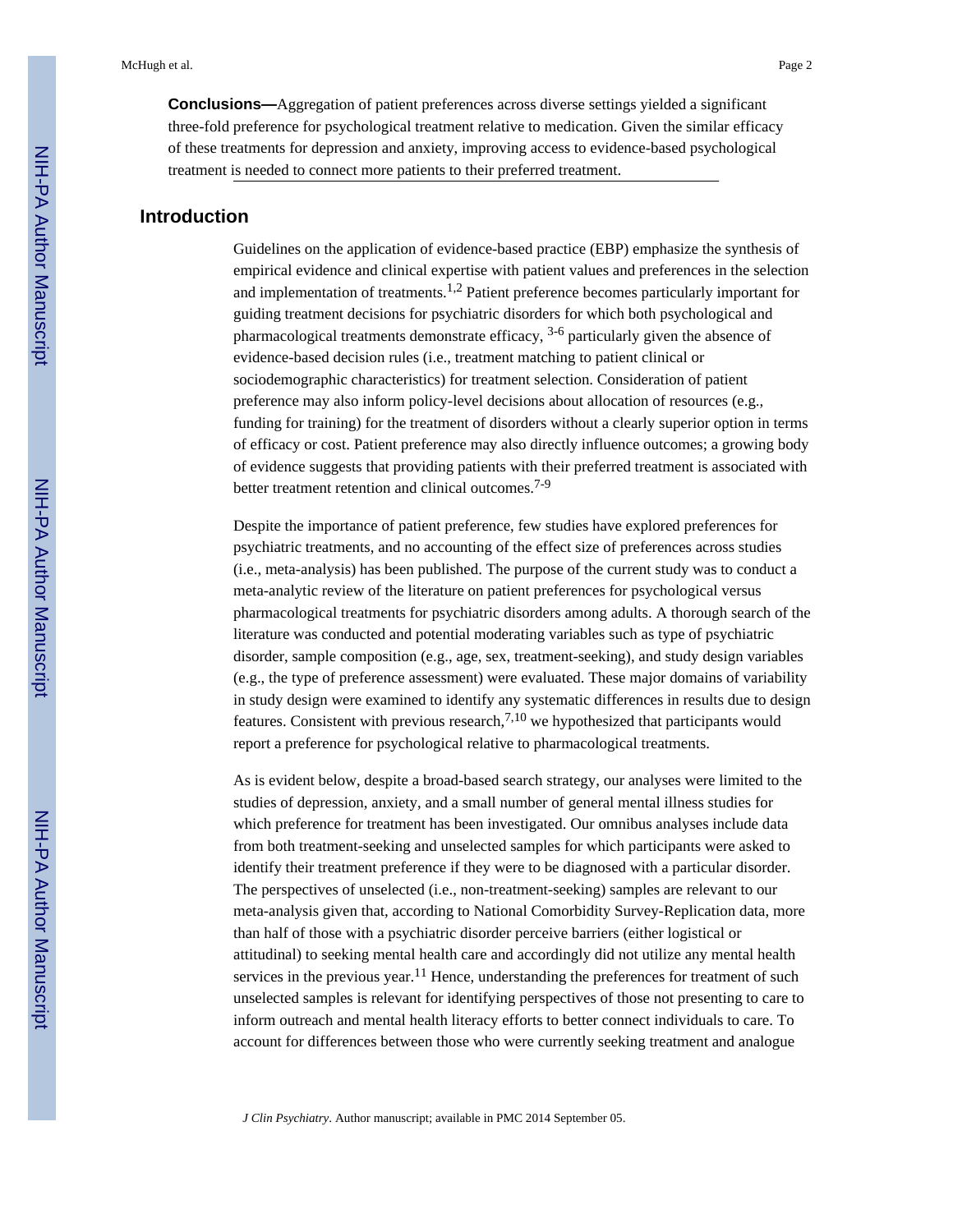**Conclusions—**Aggregation of patient preferences across diverse settings yielded a significant three-fold preference for psychological treatment relative to medication. Given the similar efficacy of these treatments for depression and anxiety, improving access to evidence-based psychological treatment is needed to connect more patients to their preferred treatment.

## Introduction

Guidelines on the application of evidence-based practice (EBP) emphasize the synthesis of empirical evidence and clinical expertise with patient values and preferences in the selection and implementation of treatments.[1,2] Patient preference becomes particularly important for guiding treatment decisions for psychiatric disorders for which both psychological and pharmacological treatments demonstrate efficacy, [3-6] particularly given the absence of evidence-based decision rules (i.e., treatment matching to patient clinical or sociodemographic characteristics) for treatment selection. Consideration of patient preference may also inform policy-level decisions about allocation of resources (e.g., funding for training) for the treatment of disorders without a clearly superior option in terms of efficacy or cost. Patient preference may also directly influence outcomes; a growing body of evidence suggests that providing patients with their preferred treatment is associated with better treatment retention and clinical outcomes.[7-9]

Despite the importance of patient preference, few studies have explored preferences for psychiatric treatments, and no accounting of the effect size of preferences across studies (i.e., meta-analysis) has been published. The purpose of the current study was to conduct a meta-analytic review of the literature on patient preferences for psychological versus pharmacological treatments for psychiatric disorders among adults. A thorough search of the literature was conducted and potential moderating variables such as type of psychiatric disorder, sample composition (e.g., age, sex, treatment-seeking), and study design variables (e.g., the type of preference assessment) were evaluated. These major domains of variability in study design were examined to identify any systematic differences in results due to design features. Consistent with previous research,[7,10] we hypothesized that participants would report a preference for psychological relative to pharmacological treatments.

As is evident below, despite a broad-based search strategy, our analyses were limited to the studies of depression, anxiety, and a small number of general mental illness studies for which preference for treatment has been investigated. Our omnibus analyses include data from both treatment-seeking and unselected samples for which participants were asked to identify their treatment preference if they were to be diagnosed with a particular disorder. The perspectives of unselected (i.e., non-treatment-seeking) samples are relevant to our meta-analysis given that, according to National Comorbidity Survey-Replication data, more than half of those with a psychiatric disorder perceive barriers (either logistical or attitudinal) to seeking mental health care and accordingly did not utilize any mental health services in the previous year.[11] Hence, understanding the preferences for treatment of such unselected samples is relevant for identifying perspectives of those not presenting to care to inform outreach and mental health literacy efforts to better connect individuals to care. To account for differences between those who were currently seeking treatment and analogue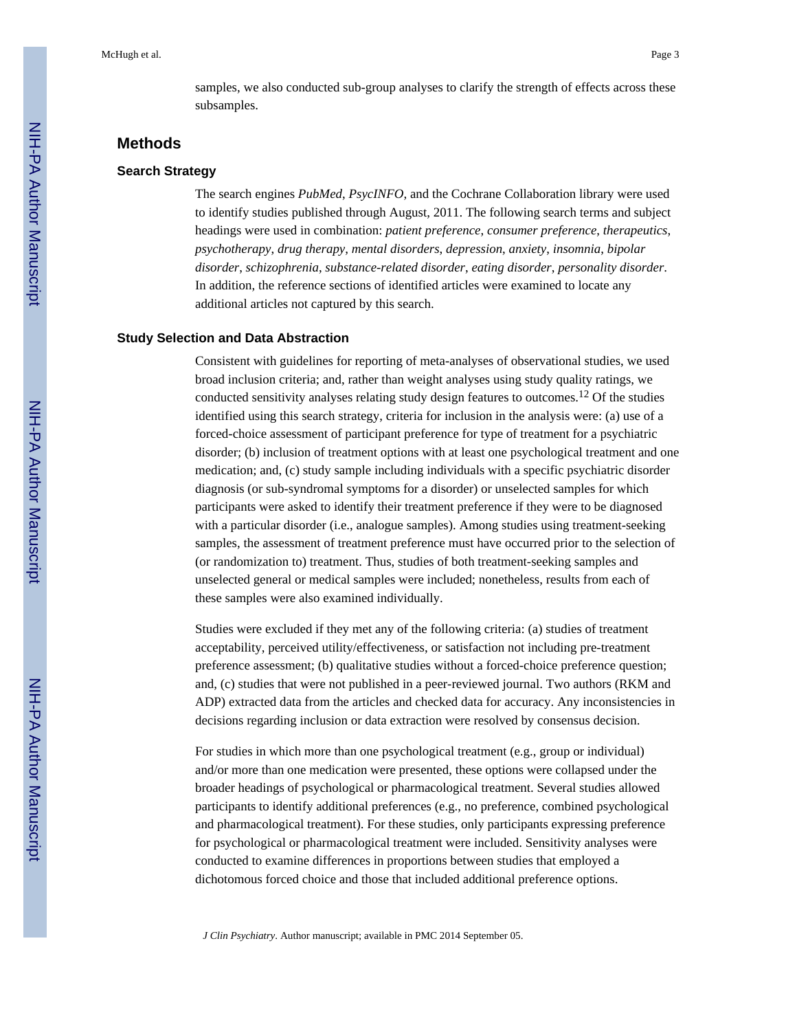samples, we also conducted sub-group analyses to clarify the strength of effects across these subsamples.

## Methods

### Search Strategy

The search engines *PubMed*, *PsycINFO*, and the Cochrane Collaboration library were used to identify studies published through August, 2011. The following search terms and subject headings were used in combination: *patient preference*, *consumer preference*, *therapeutics*, *psychotherapy*, *drug therapy*, *mental disorders*, *depression*, *anxiety*, *insomnia*, *bipolar disorder*, *schizophrenia*, *substance-related disorder*, *eating disorder*, *personality disorder*. In addition, the reference sections of identified articles were examined to locate any additional articles not captured by this search.

### Study Selection and Data Abstraction

Consistent with guidelines for reporting of meta-analyses of observational studies, we used broad inclusion criteria; and, rather than weight analyses using study quality ratings, we conducted sensitivity analyses relating study design features to outcomes.[12] Of the studies identified using this search strategy, criteria for inclusion in the analysis were: (a) use of a forced-choice assessment of participant preference for type of treatment for a psychiatric disorder; (b) inclusion of treatment options with at least one psychological treatment and one medication; and, (c) study sample including individuals with a specific psychiatric disorder diagnosis (or sub-syndromal symptoms for a disorder) or unselected samples for which participants were asked to identify their treatment preference if they were to be diagnosed with a particular disorder (i.e., analogue samples). Among studies using treatment-seeking samples, the assessment of treatment preference must have occurred prior to the selection of (or randomization to) treatment. Thus, studies of both treatment-seeking samples and unselected general or medical samples were included; nonetheless, results from each of these samples were also examined individually.

Studies were excluded if they met any of the following criteria: (a) studies of treatment acceptability, perceived utility/effectiveness, or satisfaction not including pre-treatment preference assessment; (b) qualitative studies without a forced-choice preference question; and, (c) studies that were not published in a peer-reviewed journal. Two authors (RKM and ADP) extracted data from the articles and checked data for accuracy. Any inconsistencies in decisions regarding inclusion or data extraction were resolved by consensus decision.

For studies in which more than one psychological treatment (e.g., group or individual) and/or more than one medication were presented, these options were collapsed under the broader headings of psychological or pharmacological treatment. Several studies allowed participants to identify additional preferences (e.g., no preference, combined psychological and pharmacological treatment). For these studies, only participants expressing preference for psychological or pharmacological treatment were included. Sensitivity analyses were conducted to examine differences in proportions between studies that employed a dichotomous forced choice and those that included additional preference options.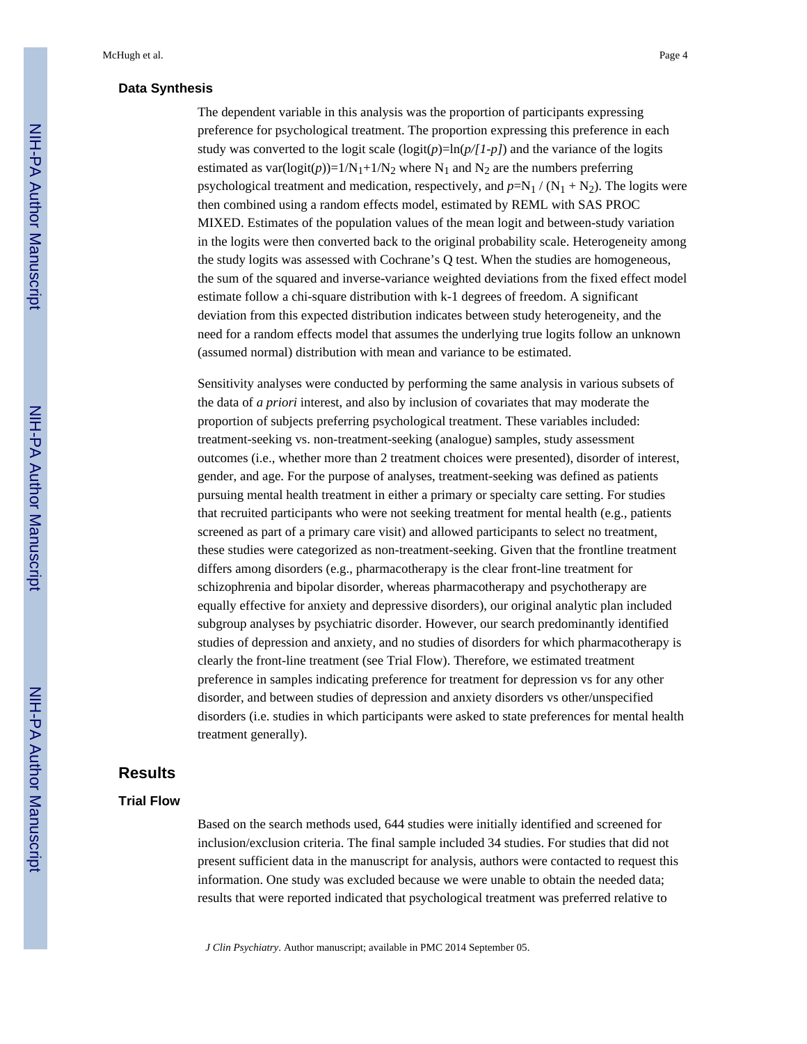### Data Synthesis

The dependent variable in this analysis was the proportion of participants expressing preference for psychological treatment. The proportion expressing this preference in each study was converted to the logit scale ($\text{logit}(p)=\ln(p/[1-p])$ and the variance of the logits estimated as $\text{var}(\text{logit}(p))=1/N_1+1/N_2$ where $N_1$ and $N_2$ are the numbers preferring psychological treatment and medication, respectively, and $p=N_1 / (N_1 + N_2)$. The logits were then combined using a random effects model, estimated by REML with SAS PROC MIXED. Estimates of the population values of the mean logit and between-study variation in the logits were then converted back to the original probability scale. Heterogeneity among the study logits was assessed with Cochrane's Q test. When the studies are homogeneous, the sum of the squared and inverse-variance weighted deviations from the fixed effect model estimate follow a chi-square distribution with k-1 degrees of freedom. A significant deviation from this expected distribution indicates between study heterogeneity, and the need for a random effects model that assumes the underlying true logits follow an unknown (assumed normal) distribution with mean and variance to be estimated.

Sensitivity analyses were conducted by performing the same analysis in various subsets of the data of *a priori* interest, and also by inclusion of covariates that may moderate the proportion of subjects preferring psychological treatment. These variables included: treatment-seeking vs. non-treatment-seeking (analogue) samples, study assessment outcomes (i.e., whether more than 2 treatment choices were presented), disorder of interest, gender, and age. For the purpose of analyses, treatment-seeking was defined as patients pursuing mental health treatment in either a primary or specialty care setting. For studies that recruited participants who were not seeking treatment for mental health (e.g., patients screened as part of a primary care visit) and allowed participants to select no treatment, these studies were categorized as non-treatment-seeking. Given that the frontline treatment differs among disorders (e.g., pharmacotherapy is the clear front-line treatment for schizophrenia and bipolar disorder, whereas pharmacotherapy and psychotherapy are equally effective for anxiety and depressive disorders), our original analytic plan included subgroup analyses by psychiatric disorder. However, our search predominantly identified studies of depression and anxiety, and no studies of disorders for which pharmacotherapy is clearly the front-line treatment (see Trial Flow). Therefore, we estimated treatment preference in samples indicating preference for treatment for depression vs for any other disorder, and between studies of depression and anxiety disorders vs other/unspecified disorders (i.e. studies in which participants were asked to state preferences for mental health treatment generally).

## Results

### Trial Flow

Based on the search methods used, 644 studies were initially identified and screened for inclusion/exclusion criteria. The final sample included 34 studies. For studies that did not present sufficient data in the manuscript for analysis, authors were contacted to request this information. One study was excluded because we were unable to obtain the needed data; results that were reported indicated that psychological treatment was preferred relative to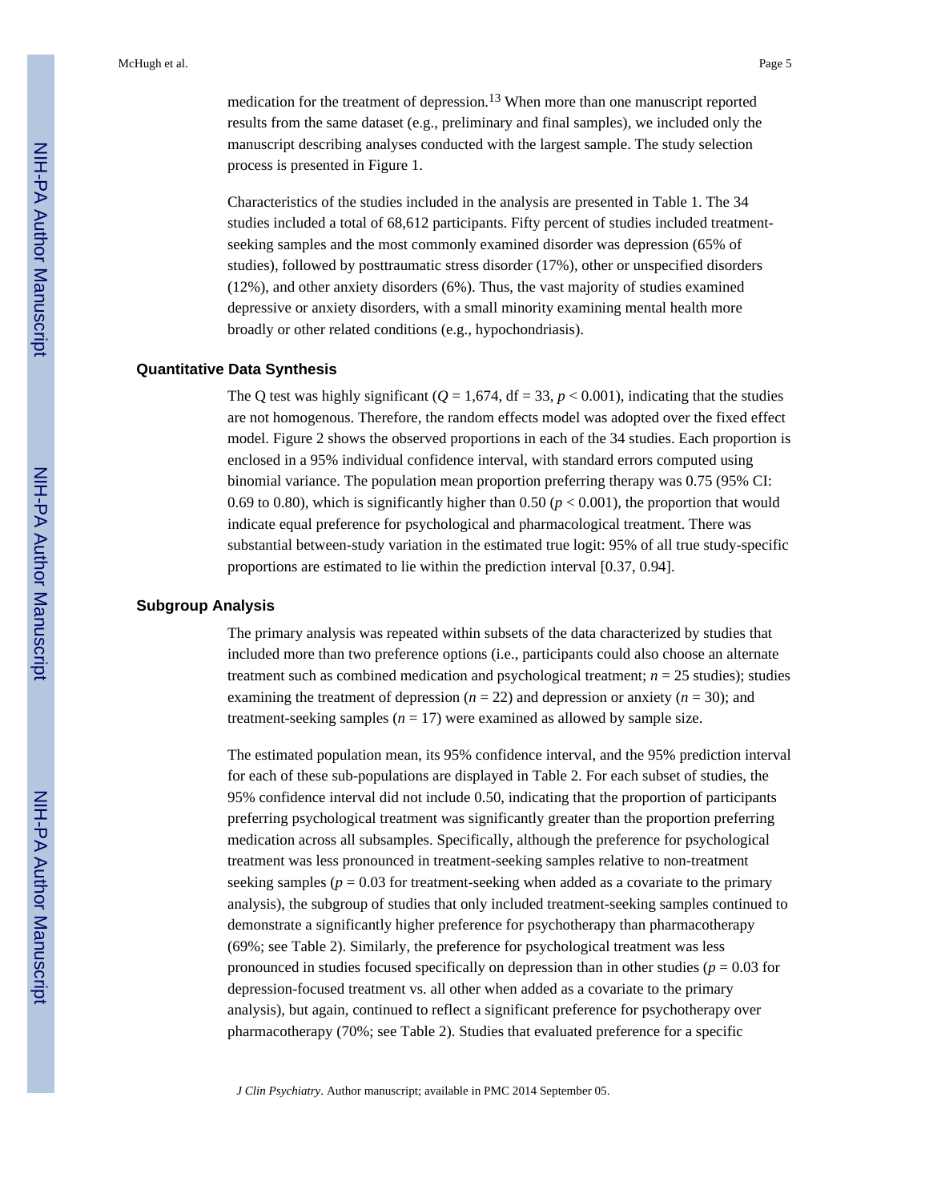medication for the treatment of depression.[13] When more than one manuscript reported results from the same dataset (e.g., preliminary and final samples), we included only the manuscript describing analyses conducted with the largest sample. The study selection process is presented in Figure 1.

Characteristics of the studies included in the analysis are presented in Table 1. The 34 studies included a total of 68,612 participants. Fifty percent of studies included treatment-seeking samples and the most commonly examined disorder was depression (65% of studies), followed by posttraumatic stress disorder (17%), other or unspecified disorders (12%), and other anxiety disorders (6%). Thus, the vast majority of studies examined depressive or anxiety disorders, with a small minority examining mental health more broadly or other related conditions (e.g., hypochondriasis).

### Quantitative Data Synthesis

The Q test was highly significant ($Q = 1{,}674$, df = 33, $p < 0.001$), indicating that the studies are not homogenous. Therefore, the random effects model was adopted over the fixed effect model. Figure 2 shows the observed proportions in each of the 34 studies. Each proportion is enclosed in a 95% individual confidence interval, with standard errors computed using binomial variance. The population mean proportion preferring therapy was 0.75 (95% CI: 0.69 to 0.80), which is significantly higher than 0.50 ($p < 0.001$), the proportion that would indicate equal preference for psychological and pharmacological treatment. There was substantial between-study variation in the estimated true logit: 95% of all true study-specific proportions are estimated to lie within the prediction interval [0.37, 0.94].

### Subgroup Analysis

The primary analysis was repeated within subsets of the data characterized by studies that included more than two preference options (i.e., participants could also choose an alternate treatment such as combined medication and psychological treatment; $n = 25$ studies); studies examining the treatment of depression ($n = 22$) and depression or anxiety ($n = 30$); and treatment-seeking samples ($n = 17$) were examined as allowed by sample size.

The estimated population mean, its 95% confidence interval, and the 95% prediction interval for each of these sub-populations are displayed in Table 2. For each subset of studies, the 95% confidence interval did not include 0.50, indicating that the proportion of participants preferring psychological treatment was significantly greater than the proportion preferring medication across all subsamples. Specifically, although the preference for psychological treatment was less pronounced in treatment-seeking samples relative to non-treatment seeking samples ($p = 0.03$ for treatment-seeking when added as a covariate to the primary analysis), the subgroup of studies that only included treatment-seeking samples continued to demonstrate a significantly higher preference for psychotherapy than pharmacotherapy (69%; see Table 2). Similarly, the preference for psychological treatment was less pronounced in studies focused specifically on depression than in other studies ($p = 0.03$ for depression-focused treatment vs. all other when added as a covariate to the primary analysis), but again, continued to reflect a significant preference for psychotherapy over pharmacotherapy (70%; see Table 2). Studies that evaluated preference for a specific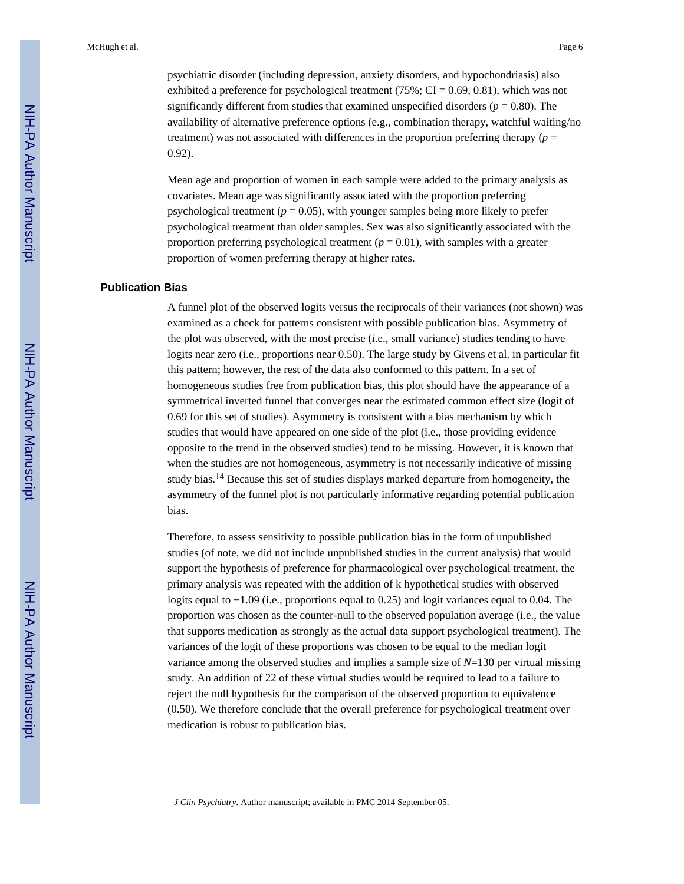psychiatric disorder (including depression, anxiety disorders, and hypochondriasis) also exhibited a preference for psychological treatment (75%; CI = 0.69, 0.81), which was not significantly different from studies that examined unspecified disorders ($p = 0.80$). The availability of alternative preference options (e.g., combination therapy, watchful waiting/no treatment) was not associated with differences in the proportion preferring therapy ($p = 0.92$).

Mean age and proportion of women in each sample were added to the primary analysis as covariates. Mean age was significantly associated with the proportion preferring psychological treatment ($p = 0.05$), with younger samples being more likely to prefer psychological treatment than older samples. Sex was also significantly associated with the proportion preferring psychological treatment ($p = 0.01$), with samples with a greater proportion of women preferring therapy at higher rates.

### Publication Bias

A funnel plot of the observed logits versus the reciprocals of their variances (not shown) was examined as a check for patterns consistent with possible publication bias. Asymmetry of the plot was observed, with the most precise (i.e., small variance) studies tending to have logits near zero (i.e., proportions near 0.50). The large study by Givens et al. in particular fit this pattern; however, the rest of the data also conformed to this pattern. In a set of homogeneous studies free from publication bias, this plot should have the appearance of a symmetrical inverted funnel that converges near the estimated common effect size (logit of 0.69 for this set of studies). Asymmetry is consistent with a bias mechanism by which studies that would have appeared on one side of the plot (i.e., those providing evidence opposite to the trend in the observed studies) tend to be missing. However, it is known that when the studies are not homogeneous, asymmetry is not necessarily indicative of missing study bias.[14] Because this set of studies displays marked departure from homogeneity, the asymmetry of the funnel plot is not particularly informative regarding potential publication bias.

Therefore, to assess sensitivity to possible publication bias in the form of unpublished studies (of note, we did not include unpublished studies in the current analysis) that would support the hypothesis of preference for pharmacological over psychological treatment, the primary analysis was repeated with the addition of k hypothetical studies with observed logits equal to −1.09 (i.e., proportions equal to 0.25) and logit variances equal to 0.04. The proportion was chosen as the counter-null to the observed population average (i.e., the value that supports medication as strongly as the actual data support psychological treatment). The variances of the logit of these proportions was chosen to be equal to the median logit variance among the observed studies and implies a sample size of $N$=130 per virtual missing study. An addition of 22 of these virtual studies would be required to lead to a failure to reject the null hypothesis for the comparison of the observed proportion to equivalence (0.50). We therefore conclude that the overall preference for psychological treatment over medication is robust to publication bias.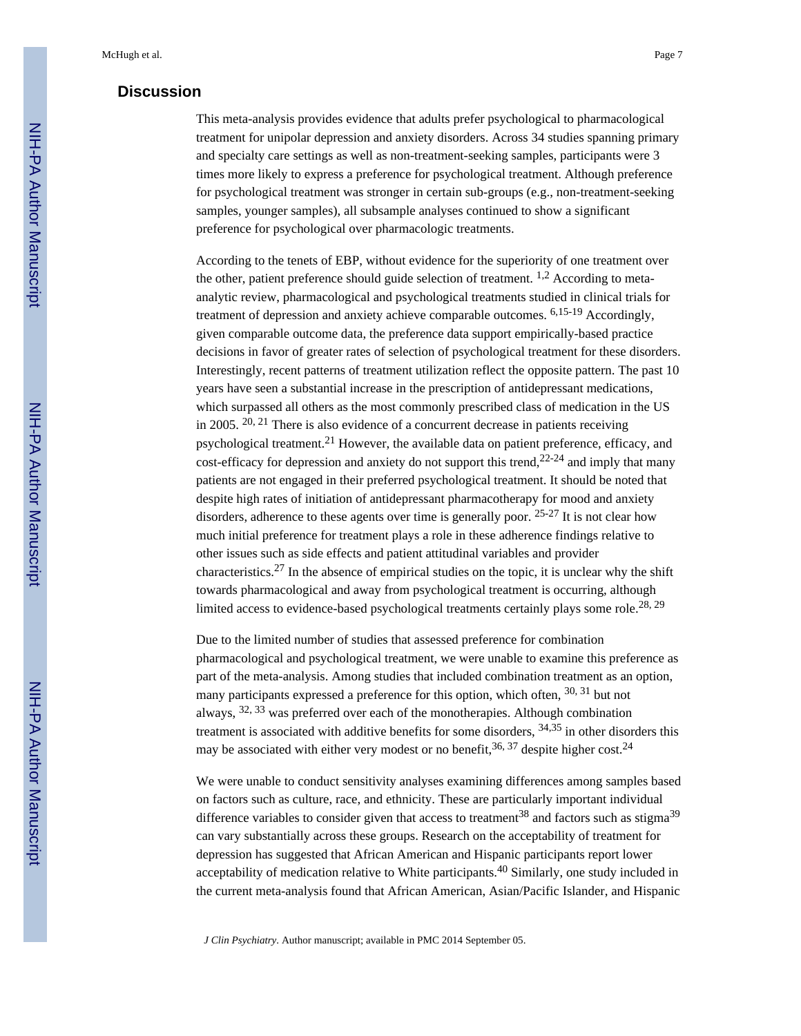## Discussion

This meta-analysis provides evidence that adults prefer psychological to pharmacological treatment for unipolar depression and anxiety disorders. Across 34 studies spanning primary and specialty care settings as well as non-treatment-seeking samples, participants were 3 times more likely to express a preference for psychological treatment. Although preference for psychological treatment was stronger in certain sub-groups (e.g., non-treatment-seeking samples, younger samples), all subsample analyses continued to show a significant preference for psychological over pharmacologic treatments.

According to the tenets of EBP, without evidence for the superiority of one treatment over the other, patient preference should guide selection of treatment. [1,2] According to meta-analytic review, pharmacological and psychological treatments studied in clinical trials for treatment of depression and anxiety achieve comparable outcomes. [6,15-19] Accordingly, given comparable outcome data, the preference data support empirically-based practice decisions in favor of greater rates of selection of psychological treatment for these disorders. Interestingly, recent patterns of treatment utilization reflect the opposite pattern. The past 10 years have seen a substantial increase in the prescription of antidepressant medications, which surpassed all others as the most commonly prescribed class of medication in the US in 2005. [20, 21] There is also evidence of a concurrent decrease in patients receiving psychological treatment.[21] However, the available data on patient preference, efficacy, and cost-efficacy for depression and anxiety do not support this trend,[22-24] and imply that many patients are not engaged in their preferred psychological treatment. It should be noted that despite high rates of initiation of antidepressant pharmacotherapy for mood and anxiety disorders, adherence to these agents over time is generally poor. [25-27] It is not clear how much initial preference for treatment plays a role in these adherence findings relative to other issues such as side effects and patient attitudinal variables and provider characteristics.[27] In the absence of empirical studies on the topic, it is unclear why the shift towards pharmacological and away from psychological treatment is occurring, although limited access to evidence-based psychological treatments certainly plays some role.[28, 29]

Due to the limited number of studies that assessed preference for combination pharmacological and psychological treatment, we were unable to examine this preference as part of the meta-analysis. Among studies that included combination treatment as an option, many participants expressed a preference for this option, which often, [30, 31] but not always, [32, 33] was preferred over each of the monotherapies. Although combination treatment is associated with additive benefits for some disorders, [34,35] in other disorders this may be associated with either very modest or no benefit,[36, 37] despite higher cost.[24]

We were unable to conduct sensitivity analyses examining differences among samples based on factors such as culture, race, and ethnicity. These are particularly important individual difference variables to consider given that access to treatment[38] and factors such as stigma[39] can vary substantially across these groups. Research on the acceptability of treatment for depression has suggested that African American and Hispanic participants report lower acceptability of medication relative to White participants.[40] Similarly, one study included in the current meta-analysis found that African American, Asian/Pacific Islander, and Hispanic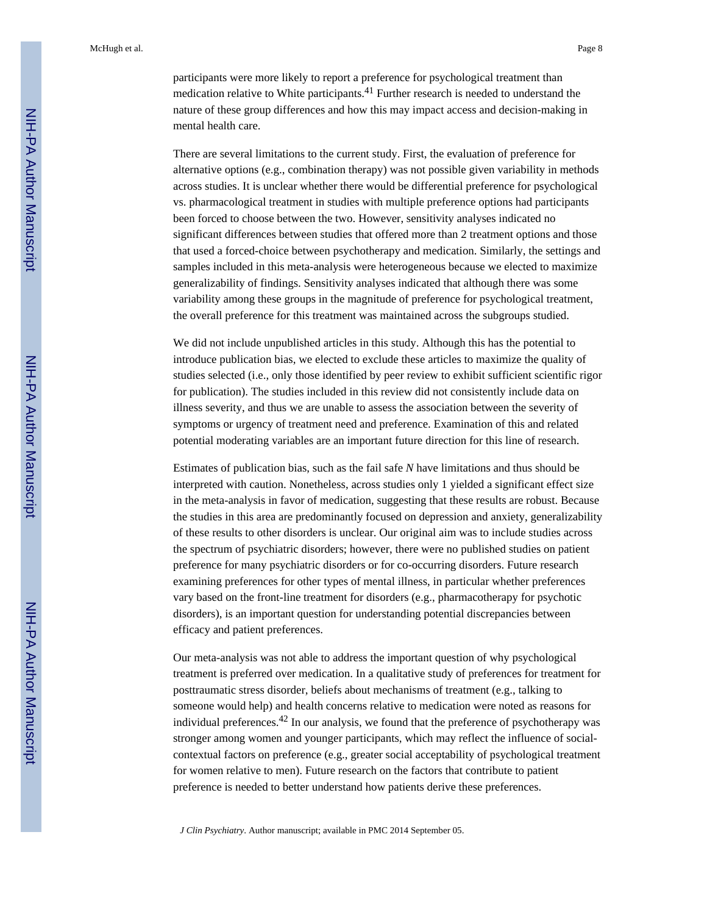participants were more likely to report a preference for psychological treatment than medication relative to White participants.[41] Further research is needed to understand the nature of these group differences and how this may impact access and decision-making in mental health care.

There are several limitations to the current study. First, the evaluation of preference for alternative options (e.g., combination therapy) was not possible given variability in methods across studies. It is unclear whether there would be differential preference for psychological vs. pharmacological treatment in studies with multiple preference options had participants been forced to choose between the two. However, sensitivity analyses indicated no significant differences between studies that offered more than 2 treatment options and those that used a forced-choice between psychotherapy and medication. Similarly, the settings and samples included in this meta-analysis were heterogeneous because we elected to maximize generalizability of findings. Sensitivity analyses indicated that although there was some variability among these groups in the magnitude of preference for psychological treatment, the overall preference for this treatment was maintained across the subgroups studied.

We did not include unpublished articles in this study. Although this has the potential to introduce publication bias, we elected to exclude these articles to maximize the quality of studies selected (i.e., only those identified by peer review to exhibit sufficient scientific rigor for publication). The studies included in this review did not consistently include data on illness severity, and thus we are unable to assess the association between the severity of symptoms or urgency of treatment need and preference. Examination of this and related potential moderating variables are an important future direction for this line of research.

Estimates of publication bias, such as the fail safe *N* have limitations and thus should be interpreted with caution. Nonetheless, across studies only 1 yielded a significant effect size in the meta-analysis in favor of medication, suggesting that these results are robust. Because the studies in this area are predominantly focused on depression and anxiety, generalizability of these results to other disorders is unclear. Our original aim was to include studies across the spectrum of psychiatric disorders; however, there were no published studies on patient preference for many psychiatric disorders or for co-occurring disorders. Future research examining preferences for other types of mental illness, in particular whether preferences vary based on the front-line treatment for disorders (e.g., pharmacotherapy for psychotic disorders), is an important question for understanding potential discrepancies between efficacy and patient preferences.

Our meta-analysis was not able to address the important question of why psychological treatment is preferred over medication. In a qualitative study of preferences for treatment for posttraumatic stress disorder, beliefs about mechanisms of treatment (e.g., talking to someone would help) and health concerns relative to medication were noted as reasons for individual preferences.[42] In our analysis, we found that the preference of psychotherapy was stronger among women and younger participants, which may reflect the influence of social-contextual factors on preference (e.g., greater social acceptability of psychological treatment for women relative to men). Future research on the factors that contribute to patient preference is needed to better understand how patients derive these preferences.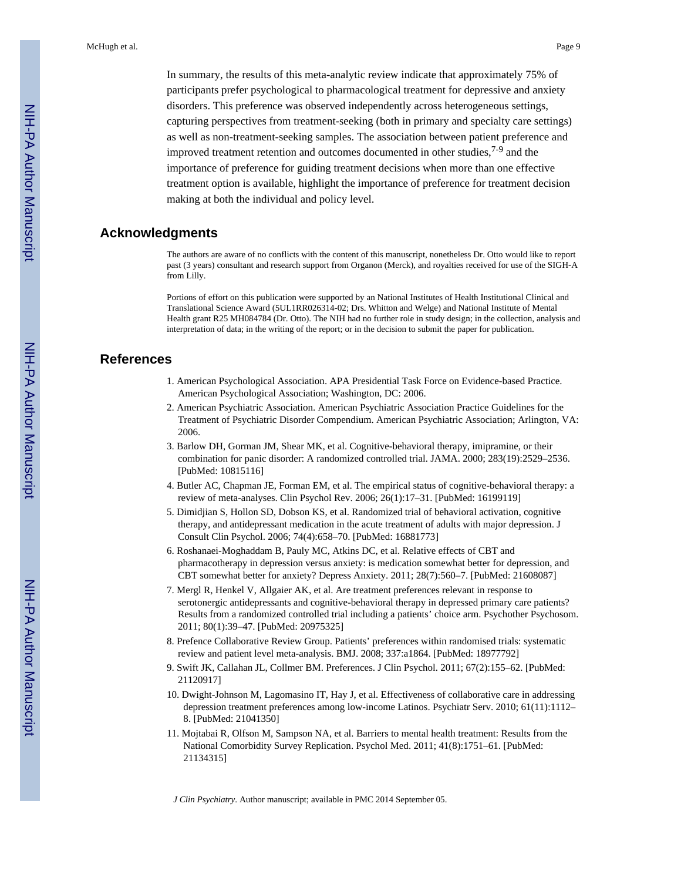In summary, the results of this meta-analytic review indicate that approximately 75% of participants prefer psychological to pharmacological treatment for depressive and anxiety disorders. This preference was observed independently across heterogeneous settings, capturing perspectives from treatment-seeking (both in primary and specialty care settings) as well as non-treatment-seeking samples. The association between patient preference and improved treatment retention and outcomes documented in other studies,[7-9] and the importance of preference for guiding treatment decisions when more than one effective treatment option is available, highlight the importance of preference for treatment decision making at both the individual and policy level.

## Acknowledgments

The authors are aware of no conflicts with the content of this manuscript, nonetheless Dr. Otto would like to report past (3 years) consultant and research support from Organon (Merck), and royalties received for use of the SIGH-A from Lilly.

Portions of effort on this publication were supported by an National Institutes of Health Institutional Clinical and Translational Science Award (5UL1RR026314-02; Drs. Whitton and Welge) and National Institute of Mental Health grant R25 MH084784 (Dr. Otto). The NIH had no further role in study design; in the collection, analysis and interpretation of data; in the writing of the report; or in the decision to submit the paper for publication.

## References

1. American Psychological Association. APA Presidential Task Force on Evidence-based Practice. American Psychological Association; Washington, DC: 2006.
2. American Psychiatric Association. American Psychiatric Association Practice Guidelines for the Treatment of Psychiatric Disorder Compendium. American Psychiatric Association; Arlington, VA: 2006.
3. Barlow DH, Gorman JM, Shear MK, et al. Cognitive-behavioral therapy, imipramine, or their combination for panic disorder: A randomized controlled trial. JAMA. 2000; 283(19):2529–2536. [PubMed: 10815116]
4. Butler AC, Chapman JE, Forman EM, et al. The empirical status of cognitive-behavioral therapy: a review of meta-analyses. Clin Psychol Rev. 2006; 26(1):17–31. [PubMed: 16199119]
5. Dimidjian S, Hollon SD, Dobson KS, et al. Randomized trial of behavioral activation, cognitive therapy, and antidepressant medication in the acute treatment of adults with major depression. J Consult Clin Psychol. 2006; 74(4):658–70. [PubMed: 16881773]
6. Roshanaei-Moghaddam B, Pauly MC, Atkins DC, et al. Relative effects of CBT and pharmacotherapy in depression versus anxiety: is medication somewhat better for depression, and CBT somewhat better for anxiety? Depress Anxiety. 2011; 28(7):560–7. [PubMed: 21608087]
7. Mergl R, Henkel V, Allgaier AK, et al. Are treatment preferences relevant in response to serotonergic antidepressants and cognitive-behavioral therapy in depressed primary care patients? Results from a randomized controlled trial including a patients' choice arm. Psychother Psychosom. 2011; 80(1):39–47. [PubMed: 20975325]
8. Prefence Collaborative Review Group. Patients' preferences within randomised trials: systematic review and patient level meta-analysis. BMJ. 2008; 337:a1864. [PubMed: 18977792]
9. Swift JK, Callahan JL, Collmer BM. Preferences. J Clin Psychol. 2011; 67(2):155–62. [PubMed: 21120917]
10. Dwight-Johnson M, Lagomasino IT, Hay J, et al. Effectiveness of collaborative care in addressing depression treatment preferences among low-income Latinos. Psychiatr Serv. 2010; 61(11):1112–8. [PubMed: 21041350]
11. Mojtabai R, Olfson M, Sampson NA, et al. Barriers to mental health treatment: Results from the National Comorbidity Survey Replication. Psychol Med. 2011; 41(8):1751–61. [PubMed: 21134315]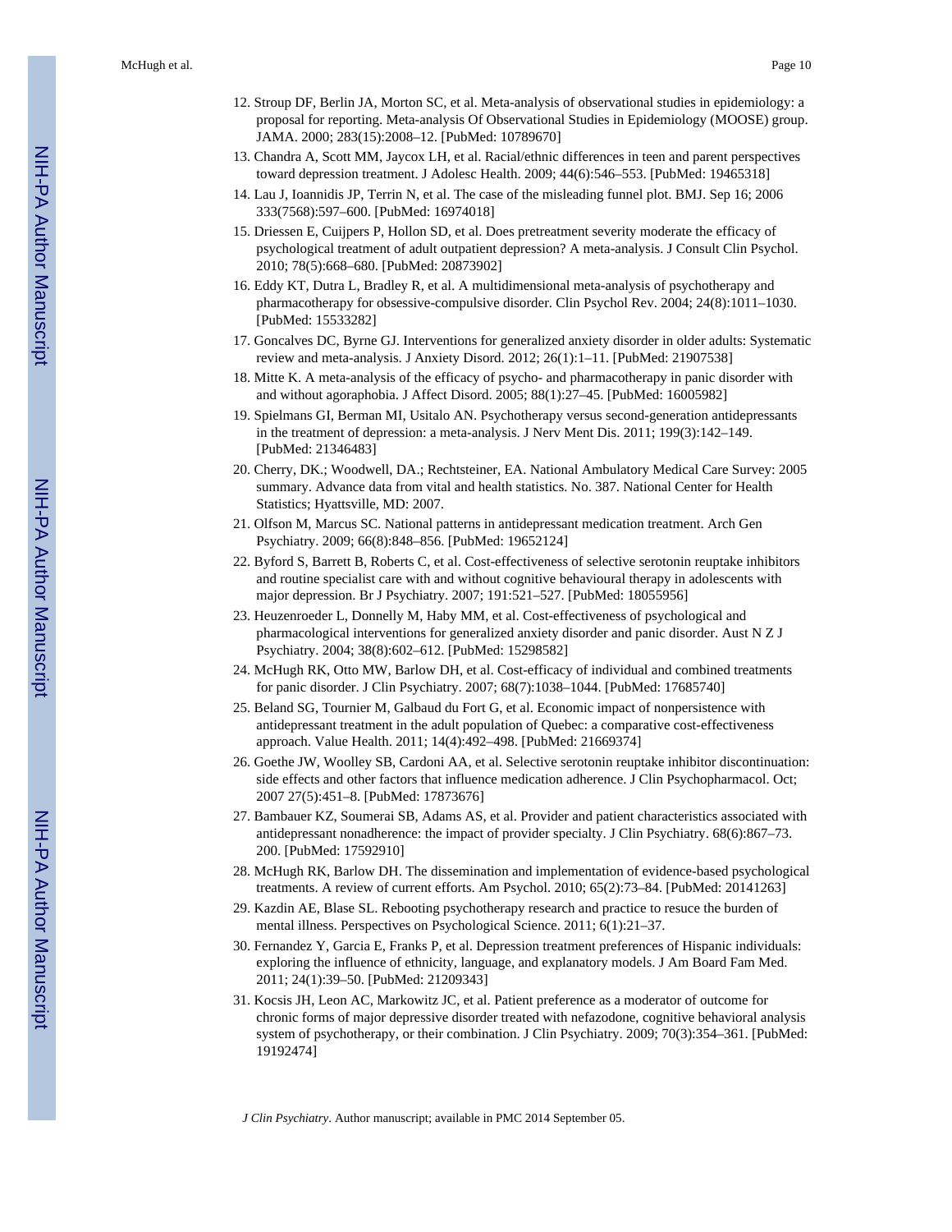12. Stroup DF, Berlin JA, Morton SC, et al. Meta-analysis of observational studies in epidemiology: a proposal for reporting. Meta-analysis Of Observational Studies in Epidemiology (MOOSE) group. JAMA. 2000; 283(15):2008–12. [PubMed: 10789670]
13. Chandra A, Scott MM, Jaycox LH, et al. Racial/ethnic differences in teen and parent perspectives toward depression treatment. J Adolesc Health. 2009; 44(6):546–553. [PubMed: 19465318]
14. Lau J, Ioannidis JP, Terrin N, et al. The case of the misleading funnel plot. BMJ. Sep 16; 2006 333(7568):597–600. [PubMed: 16974018]
15. Driessen E, Cuijpers P, Hollon SD, et al. Does pretreatment severity moderate the efficacy of psychological treatment of adult outpatient depression? A meta-analysis. J Consult Clin Psychol. 2010; 78(5):668–680. [PubMed: 20873902]
16. Eddy KT, Dutra L, Bradley R, et al. A multidimensional meta-analysis of psychotherapy and pharmacotherapy for obsessive-compulsive disorder. Clin Psychol Rev. 2004; 24(8):1011–1030. [PubMed: 15533282]
17. Goncalves DC, Byrne GJ. Interventions for generalized anxiety disorder in older adults: Systematic review and meta-analysis. J Anxiety Disord. 2012; 26(1):1–11. [PubMed: 21907538]
18. Mitte K. A meta-analysis of the efficacy of psycho- and pharmacotherapy in panic disorder with and without agoraphobia. J Affect Disord. 2005; 88(1):27–45. [PubMed: 16005982]
19. Spielmans GI, Berman MI, Usitalo AN. Psychotherapy versus second-generation antidepressants in the treatment of depression: a meta-analysis. J Nerv Ment Dis. 2011; 199(3):142–149. [PubMed: 21346483]
20. Cherry, DK.; Woodwell, DA.; Rechtsteiner, EA. National Ambulatory Medical Care Survey: 2005 summary. Advance data from vital and health statistics. No. 387. National Center for Health Statistics; Hyattsville, MD: 2007.
21. Olfson M, Marcus SC. National patterns in antidepressant medication treatment. Arch Gen Psychiatry. 2009; 66(8):848–856. [PubMed: 19652124]
22. Byford S, Barrett B, Roberts C, et al. Cost-effectiveness of selective serotonin reuptake inhibitors and routine specialist care with and without cognitive behavioural therapy in adolescents with major depression. Br J Psychiatry. 2007; 191:521–527. [PubMed: 18055956]
23. Heuzenroeder L, Donnelly M, Haby MM, et al. Cost-effectiveness of psychological and pharmacological interventions for generalized anxiety disorder and panic disorder. Aust N Z J Psychiatry. 2004; 38(8):602–612. [PubMed: 15298582]
24. McHugh RK, Otto MW, Barlow DH, et al. Cost-efficacy of individual and combined treatments for panic disorder. J Clin Psychiatry. 2007; 68(7):1038–1044. [PubMed: 17685740]
25. Beland SG, Tournier M, Galbaud du Fort G, et al. Economic impact of nonpersistence with antidepressant treatment in the adult population of Quebec: a comparative cost-effectiveness approach. Value Health. 2011; 14(4):492–498. [PubMed: 21669374]
26. Goethe JW, Woolley SB, Cardoni AA, et al. Selective serotonin reuptake inhibitor discontinuation: side effects and other factors that influence medication adherence. J Clin Psychopharmacol. Oct; 2007 27(5):451–8. [PubMed: 17873676]
27. Bambauer KZ, Soumerai SB, Adams AS, et al. Provider and patient characteristics associated with antidepressant nonadherence: the impact of provider specialty. J Clin Psychiatry. 68(6):867–73. 200. [PubMed: 17592910]
28. McHugh RK, Barlow DH. The dissemination and implementation of evidence-based psychological treatments. A review of current efforts. Am Psychol. 2010; 65(2):73–84. [PubMed: 20141263]
29. Kazdin AE, Blase SL. Rebooting psychotherapy research and practice to resuce the burden of mental illness. Perspectives on Psychological Science. 2011; 6(1):21–37.
30. Fernandez Y, Garcia E, Franks P, et al. Depression treatment preferences of Hispanic individuals: exploring the influence of ethnicity, language, and explanatory models. J Am Board Fam Med. 2011; 24(1):39–50. [PubMed: 21209343]
31. Kocsis JH, Leon AC, Markowitz JC, et al. Patient preference as a moderator of outcome for chronic forms of major depressive disorder treated with nefazodone, cognitive behavioral analysis system of psychotherapy, or their combination. J Clin Psychiatry. 2009; 70(3):354–361. [PubMed: 19192474]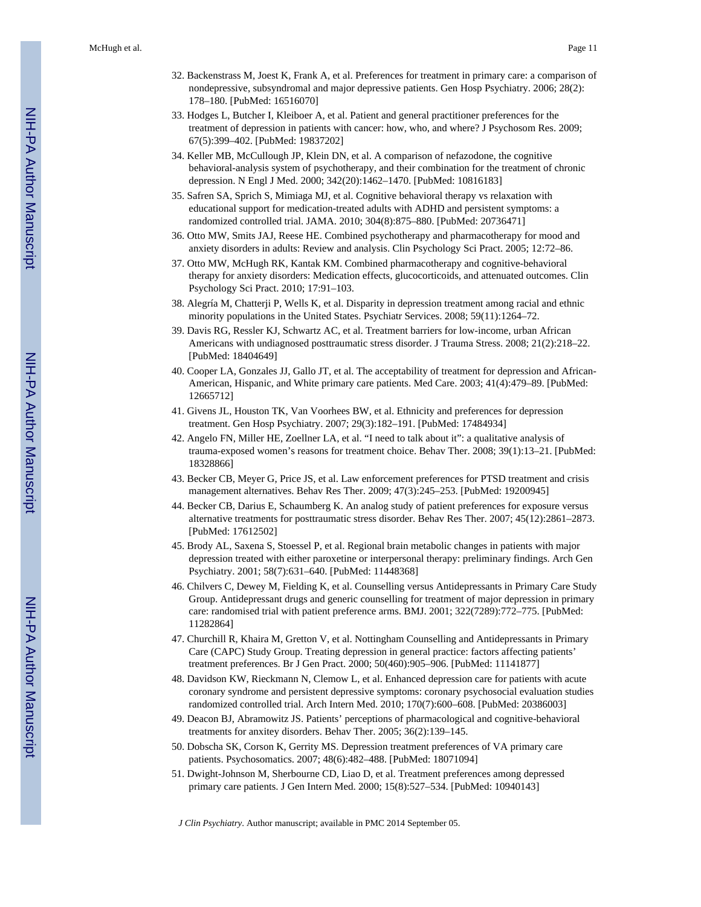32. Backenstrass M, Joest K, Frank A, et al. Preferences for treatment in primary care: a comparison of nondepressive, subsyndromal and major depressive patients. Gen Hosp Psychiatry. 2006; 28(2): 178–180. [PubMed: 16516070]
33. Hodges L, Butcher I, Kleiboer A, et al. Patient and general practitioner preferences for the treatment of depression in patients with cancer: how, who, and where? J Psychosom Res. 2009; 67(5):399–402. [PubMed: 19837202]
34. Keller MB, McCullough JP, Klein DN, et al. A comparison of nefazodone, the cognitive behavioral-analysis system of psychotherapy, and their combination for the treatment of chronic depression. N Engl J Med. 2000; 342(20):1462–1470. [PubMed: 10816183]
35. Safren SA, Sprich S, Mimiaga MJ, et al. Cognitive behavioral therapy vs relaxation with educational support for medication-treated adults with ADHD and persistent symptoms: a randomized controlled trial. JAMA. 2010; 304(8):875–880. [PubMed: 20736471]
36. Otto MW, Smits JAJ, Reese HE. Combined psychotherapy and pharmacotherapy for mood and anxiety disorders in adults: Review and analysis. Clin Psychology Sci Pract. 2005; 12:72–86.
37. Otto MW, McHugh RK, Kantak KM. Combined pharmacotherapy and cognitive-behavioral therapy for anxiety disorders: Medication effects, glucocorticoids, and attenuated outcomes. Clin Psychology Sci Pract. 2010; 17:91–103.
38. Alegría M, Chatterji P, Wells K, et al. Disparity in depression treatment among racial and ethnic minority populations in the United States. Psychiatr Services. 2008; 59(11):1264–72.
39. Davis RG, Ressler KJ, Schwartz AC, et al. Treatment barriers for low-income, urban African Americans with undiagnosed posttraumatic stress disorder. J Trauma Stress. 2008; 21(2):218–22. [PubMed: 18404649]
40. Cooper LA, Gonzales JJ, Gallo JT, et al. The acceptability of treatment for depression and African-American, Hispanic, and White primary care patients. Med Care. 2003; 41(4):479–89. [PubMed: 12665712]
41. Givens JL, Houston TK, Van Voorhees BW, et al. Ethnicity and preferences for depression treatment. Gen Hosp Psychiatry. 2007; 29(3):182–191. [PubMed: 17484934]
42. Angelo FN, Miller HE, Zoellner LA, et al. "I need to talk about it": a qualitative analysis of trauma-exposed women's reasons for treatment choice. Behav Ther. 2008; 39(1):13–21. [PubMed: 18328866]
43. Becker CB, Meyer G, Price JS, et al. Law enforcement preferences for PTSD treatment and crisis management alternatives. Behav Res Ther. 2009; 47(3):245–253. [PubMed: 19200945]
44. Becker CB, Darius E, Schaumberg K. An analog study of patient preferences for exposure versus alternative treatments for posttraumatic stress disorder. Behav Res Ther. 2007; 45(12):2861–2873. [PubMed: 17612502]
45. Brody AL, Saxena S, Stoessel P, et al. Regional brain metabolic changes in patients with major depression treated with either paroxetine or interpersonal therapy: preliminary findings. Arch Gen Psychiatry. 2001; 58(7):631–640. [PubMed: 11448368]
46. Chilvers C, Dewey M, Fielding K, et al. Counselling versus Antidepressants in Primary Care Study Group. Antidepressant drugs and generic counselling for treatment of major depression in primary care: randomised trial with patient preference arms. BMJ. 2001; 322(7289):772–775. [PubMed: 11282864]
47. Churchill R, Khaira M, Gretton V, et al. Nottingham Counselling and Antidepressants in Primary Care (CAPC) Study Group. Treating depression in general practice: factors affecting patients' treatment preferences. Br J Gen Pract. 2000; 50(460):905–906. [PubMed: 11141877]
48. Davidson KW, Rieckmann N, Clemow L, et al. Enhanced depression care for patients with acute coronary syndrome and persistent depressive symptoms: coronary psychosocial evaluation studies randomized controlled trial. Arch Intern Med. 2010; 170(7):600–608. [PubMed: 20386003]
49. Deacon BJ, Abramowitz JS. Patients' perceptions of pharmacological and cognitive-behavioral treatments for anxiety disorders. Behav Ther. 2005; 36(2):139–145.
50. Dobscha SK, Corson K, Gerrity MS. Depression treatment preferences of VA primary care patients. Psychosomatics. 2007; 48(6):482–488. [PubMed: 18071094]
51. Dwight-Johnson M, Sherbourne CD, Liao D, et al. Treatment preferences among depressed primary care patients. J Gen Intern Med. 2000; 15(8):527–534. [PubMed: 10940143]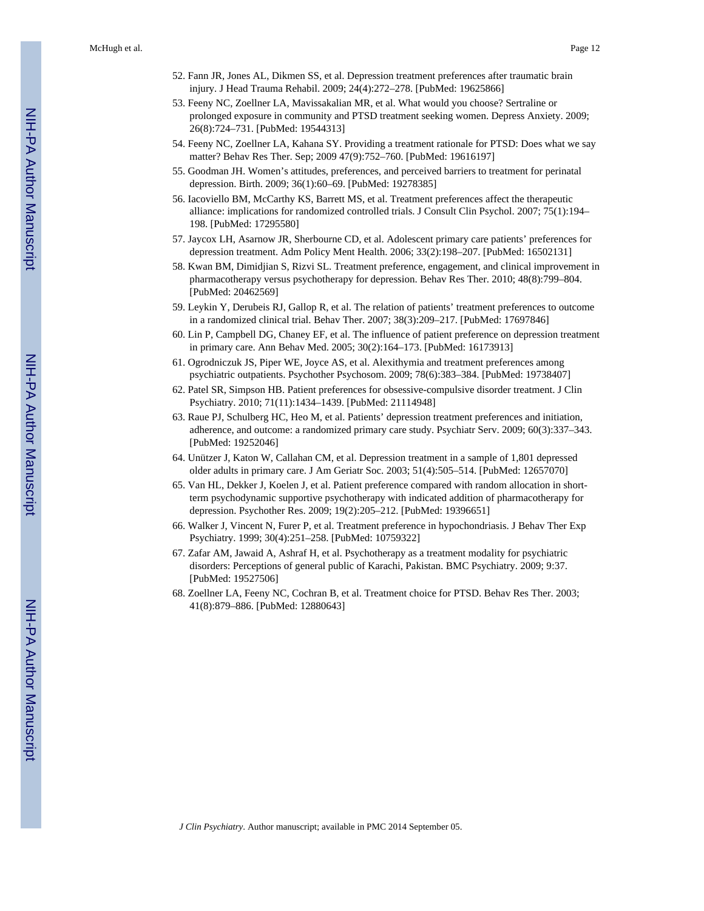52. Fann JR, Jones AL, Dikmen SS, et al. Depression treatment preferences after traumatic brain injury. J Head Trauma Rehabil. 2009; 24(4):272–278. [PubMed: 19625866]
53. Feeny NC, Zoellner LA, Mavissakalian MR, et al. What would you choose? Sertraline or prolonged exposure in community and PTSD treatment seeking women. Depress Anxiety. 2009; 26(8):724–731. [PubMed: 19544313]
54. Feeny NC, Zoellner LA, Kahana SY. Providing a treatment rationale for PTSD: Does what we say matter? Behav Res Ther. Sep; 2009 47(9):752–760. [PubMed: 19616197]
55. Goodman JH. Women's attitudes, preferences, and perceived barriers to treatment for perinatal depression. Birth. 2009; 36(1):60–69. [PubMed: 19278385]
56. Iacoviello BM, McCarthy KS, Barrett MS, et al. Treatment preferences affect the therapeutic alliance: implications for randomized controlled trials. J Consult Clin Psychol. 2007; 75(1):194–198. [PubMed: 17295580]
57. Jaycox LH, Asarnow JR, Sherbourne CD, et al. Adolescent primary care patients' preferences for depression treatment. Adm Policy Ment Health. 2006; 33(2):198–207. [PubMed: 16502131]
58. Kwan BM, Dimidjian S, Rizvi SL. Treatment preference, engagement, and clinical improvement in pharmacotherapy versus psychotherapy for depression. Behav Res Ther. 2010; 48(8):799–804. [PubMed: 20462569]
59. Leykin Y, Derubeis RJ, Gallop R, et al. The relation of patients' treatment preferences to outcome in a randomized clinical trial. Behav Ther. 2007; 38(3):209–217. [PubMed: 17697846]
60. Lin P, Campbell DG, Chaney EF, et al. The influence of patient preference on depression treatment in primary care. Ann Behav Med. 2005; 30(2):164–173. [PubMed: 16173913]
61. Ogrodniczuk JS, Piper WE, Joyce AS, et al. Alexithymia and treatment preferences among psychiatric outpatients. Psychother Psychosom. 2009; 78(6):383–384. [PubMed: 19738407]
62. Patel SR, Simpson HB. Patient preferences for obsessive-compulsive disorder treatment. J Clin Psychiatry. 2010; 71(11):1434–1439. [PubMed: 21114948]
63. Raue PJ, Schulberg HC, Heo M, et al. Patients' depression treatment preferences and initiation, adherence, and outcome: a randomized primary care study. Psychiatr Serv. 2009; 60(3):337–343. [PubMed: 19252046]
64. Unützer J, Katon W, Callahan CM, et al. Depression treatment in a sample of 1,801 depressed older adults in primary care. J Am Geriatr Soc. 2003; 51(4):505–514. [PubMed: 12657070]
65. Van HL, Dekker J, Koelen J, et al. Patient preference compared with random allocation in short-term psychodynamic supportive psychotherapy with indicated addition of pharmacotherapy for depression. Psychother Res. 2009; 19(2):205–212. [PubMed: 19396651]
66. Walker J, Vincent N, Furer P, et al. Treatment preference in hypochondriasis. J Behav Ther Exp Psychiatry. 1999; 30(4):251–258. [PubMed: 10759322]
67. Zafar AM, Jawaid A, Ashraf H, et al. Psychotherapy as a treatment modality for psychiatric disorders: Perceptions of general public of Karachi, Pakistan. BMC Psychiatry. 2009; 9:37. [PubMed: 19527506]
68. Zoellner LA, Feeny NC, Cochran B, et al. Treatment choice for PTSD. Behav Res Ther. 2003; 41(8):879–886. [PubMed: 12880643]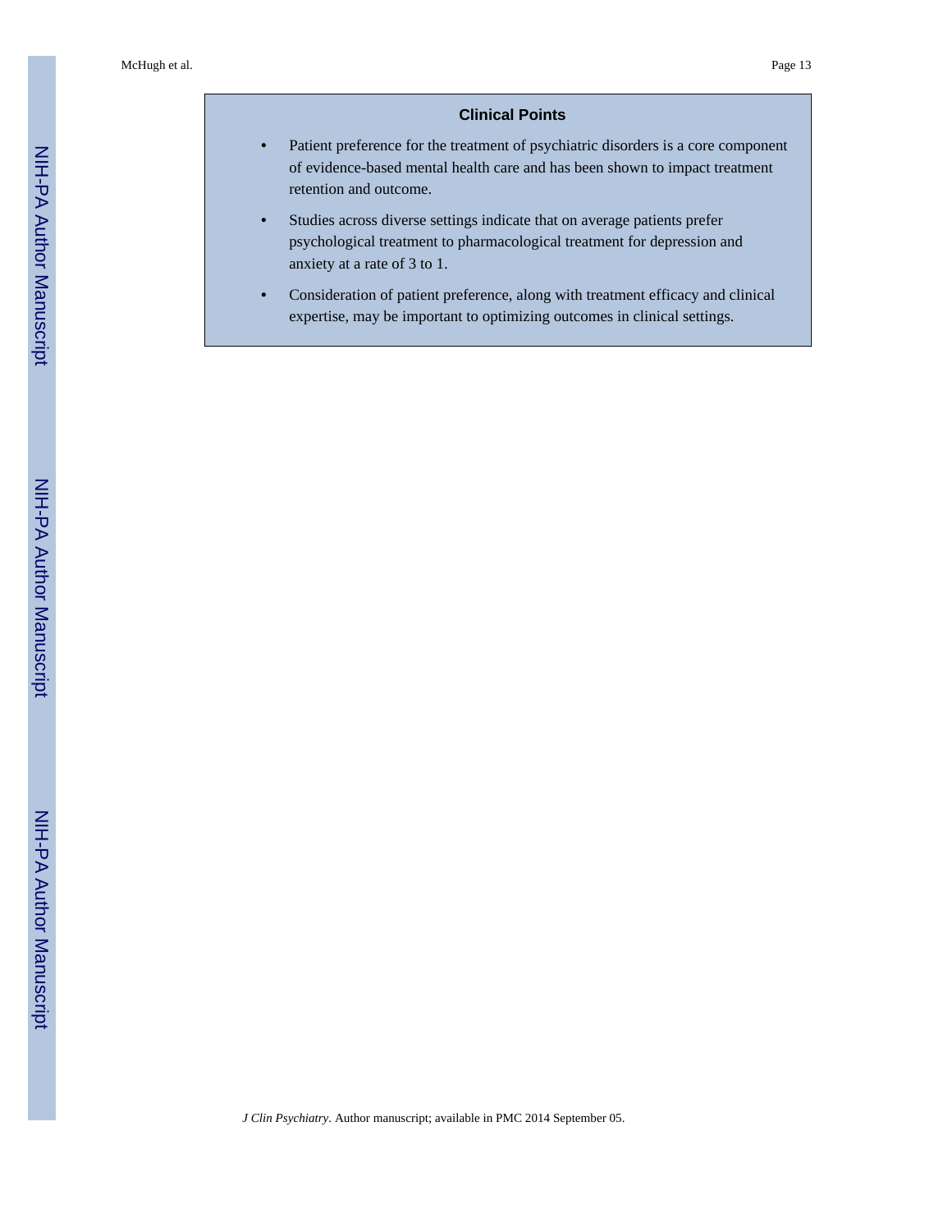## Clinical Points

- Patient preference for the treatment of psychiatric disorders is a core component of evidence-based mental health care and has been shown to impact treatment retention and outcome.
- Studies across diverse settings indicate that on average patients prefer psychological treatment to pharmacological treatment for depression and anxiety at a rate of 3 to 1.
- Consideration of patient preference, along with treatment efficacy and clinical expertise, may be important to optimizing outcomes in clinical settings.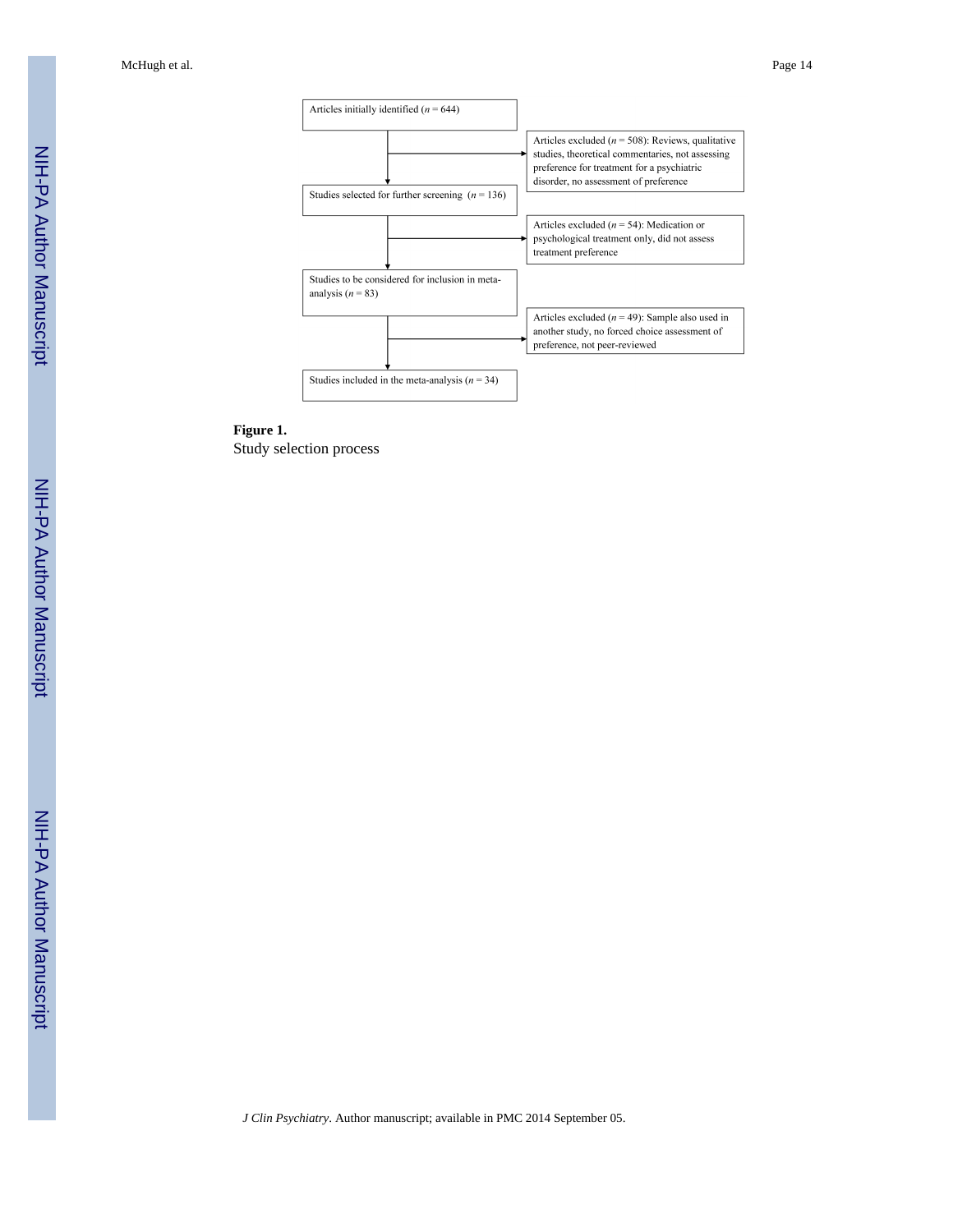Articles initially identified (*n* = 644)

→ Articles excluded (*n* = 508): Reviews, qualitative studies, theoretical commentaries, not assessing preference for treatment for a psychiatric disorder, no assessment of preference

Studies selected for further screening (*n* = 136)

→ Articles excluded (*n* = 54): Medication or psychological treatment only, did not assess treatment preference

Studies to be considered for inclusion in meta-analysis (*n* = 83)

→ Articles excluded (*n* = 49): Sample also used in another study, no forced choice assessment of preference, not peer-reviewed

Studies included in the meta-analysis (*n* = 34)

**Figure 1.**

Study selection process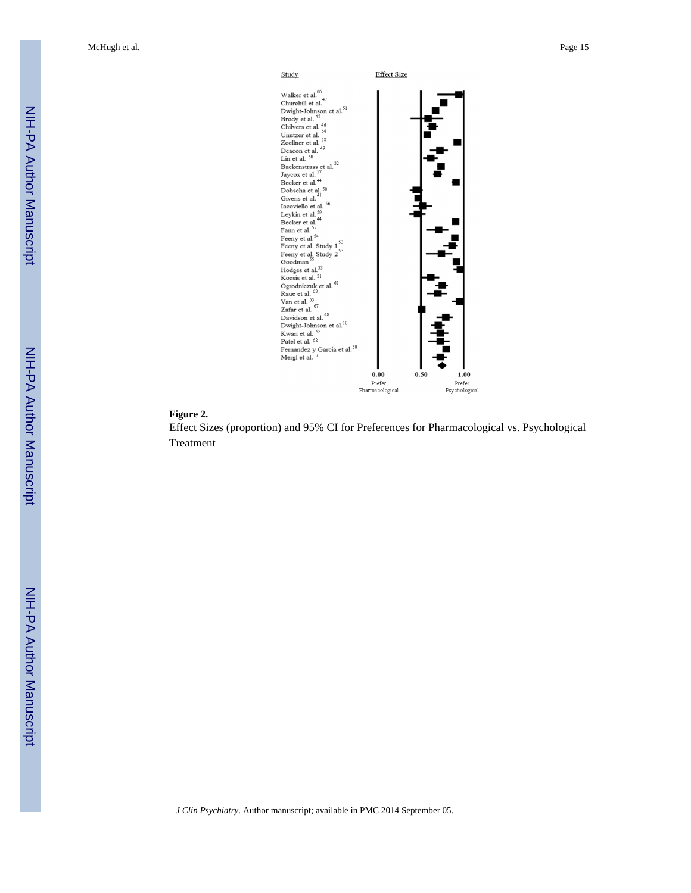Study | Effect Size

Walker et al.[66]
Churchill et al.[47]
Dwight-Johnson et al.[51]
Brody et al.[45]
Chilvers et al.[46]
Unutzer et al.[64]
Zoellner et al.[68]
Deacon et al.[49]
Lin et al.[60]
Backenstrass et al.[32]
Jaycox et al.[57]
Becker et al.[44]
Dobscha et al.[50]
Givens et al.[41]
Iacoviello et al.[56]
Leykin et al.[59]
Becker et al.[44]
Fann et al.[52]
Feeny et al.[54]
Feeny et al. Study 1[53]
Feeny et al. Study 2[53]
Goodman[55]
Hodges et al.[33]
Kocsis et al.[31]
Ogrodniczuk et al.[61]
Raue et al.[63]
Van et al.[65]
Zafar et al.[67]
Davidson et al.[48]
Dwight-Johnson et al.[10]
Kwan et al.[58]
Patel et al.[62]
Fernandez y Garcia et al.[30]
Mergl et al.[7]

0.00 Prefer Pharmacological | 0.50 | 1.00 Prefer Psychological

**Figure 2.**

Effect Sizes (proportion) and 95% CI for Preferences for Pharmacological vs. Psychological Treatment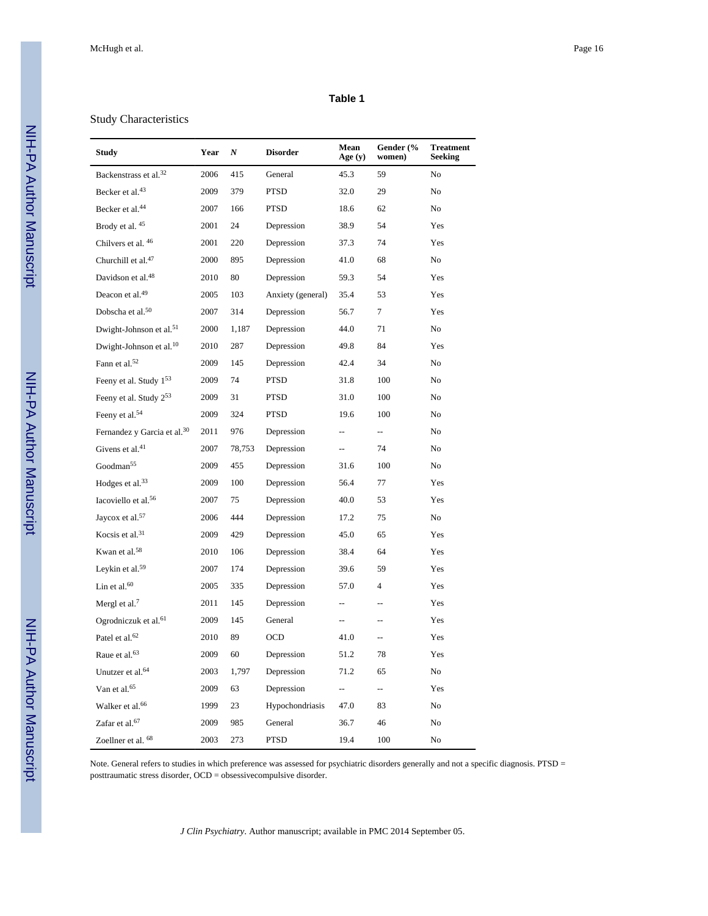**Table 1**

Study Characteristics

| Study | Year | *N* | Disorder | Mean Age (y) | Gender (% women) | Treatment Seeking |
|---|---|---|---|---|---|---|
| Backenstrass et al.[32] | 2006 | 415 | General | 45.3 | 59 | No |
| Becker et al.[43] | 2009 | 379 | PTSD | 32.0 | 29 | No |
| Becker et al.[44] | 2007 | 166 | PTSD | 18.6 | 62 | No |
| Brody et al. [45] | 2001 | 24 | Depression | 38.9 | 54 | Yes |
| Chilvers et al. [46] | 2001 | 220 | Depression | 37.3 | 74 | Yes |
| Churchill et al.[47] | 2000 | 895 | Depression | 41.0 | 68 | No |
| Davidson et al.[48] | 2010 | 80 | Depression | 59.3 | 54 | Yes |
| Deacon et al.[49] | 2005 | 103 | Anxiety (general) | 35.4 | 53 | Yes |
| Dobscha et al.[50] | 2007 | 314 | Depression | 56.7 | 7 | Yes |
| Dwight-Johnson et al.[51] | 2000 | 1,187 | Depression | 44.0 | 71 | No |
| Dwight-Johnson et al.[10] | 2010 | 287 | Depression | 49.8 | 84 | Yes |
| Fann et al.[52] | 2009 | 145 | Depression | 42.4 | 34 | No |
| Feeny et al. Study 1[53] | 2009 | 74 | PTSD | 31.8 | 100 | No |
| Feeny et al. Study 2[53] | 2009 | 31 | PTSD | 31.0 | 100 | No |
| Feeny et al.[54] | 2009 | 324 | PTSD | 19.6 | 100 | No |
| Fernandez y Garcia et al.[30] | 2011 | 976 | Depression | -- | -- | No |
| Givens et al.[41] | 2007 | 78,753 | Depression | -- | 74 | No |
| Goodman[55] | 2009 | 455 | Depression | 31.6 | 100 | No |
| Hodges et al.[33] | 2009 | 100 | Depression | 56.4 | 77 | Yes |
| Iacoviello et al.[56] | 2007 | 75 | Depression | 40.0 | 53 | Yes |
| Jaycox et al.[57] | 2006 | 444 | Depression | 17.2 | 75 | No |
| Kocsis et al.[31] | 2009 | 429 | Depression | 45.0 | 65 | Yes |
| Kwan et al.[58] | 2010 | 106 | Depression | 38.4 | 64 | Yes |
| Leykin et al.[59] | 2007 | 174 | Depression | 39.6 | 59 | Yes |
| Lin et al.[60] | 2005 | 335 | Depression | 57.0 | 4 | Yes |
| Mergl et al.[7] | 2011 | 145 | Depression | -- | -- | Yes |
| Ogrodniczuk et al.[61] | 2009 | 145 | General | -- | -- | Yes |
| Patel et al.[62] | 2010 | 89 | OCD | 41.0 | -- | Yes |
| Raue et al.[63] | 2009 | 60 | Depression | 51.2 | 78 | Yes |
| Unutzer et al.[64] | 2003 | 1,797 | Depression | 71.2 | 65 | No |
| Van et al.[65] | 2009 | 63 | Depression | -- | -- | Yes |
| Walker et al.[66] | 1999 | 23 | Hypochondriasis | 47.0 | 83 | No |
| Zafar et al.[67] | 2009 | 985 | General | 36.7 | 46 | No |
| Zoellner et al. [68] | 2003 | 273 | PTSD | 19.4 | 100 | No |

Note. General refers to studies in which preference was assessed for psychiatric disorders generally and not a specific diagnosis. PTSD = posttraumatic stress disorder, OCD = obsessivecompulsive disorder.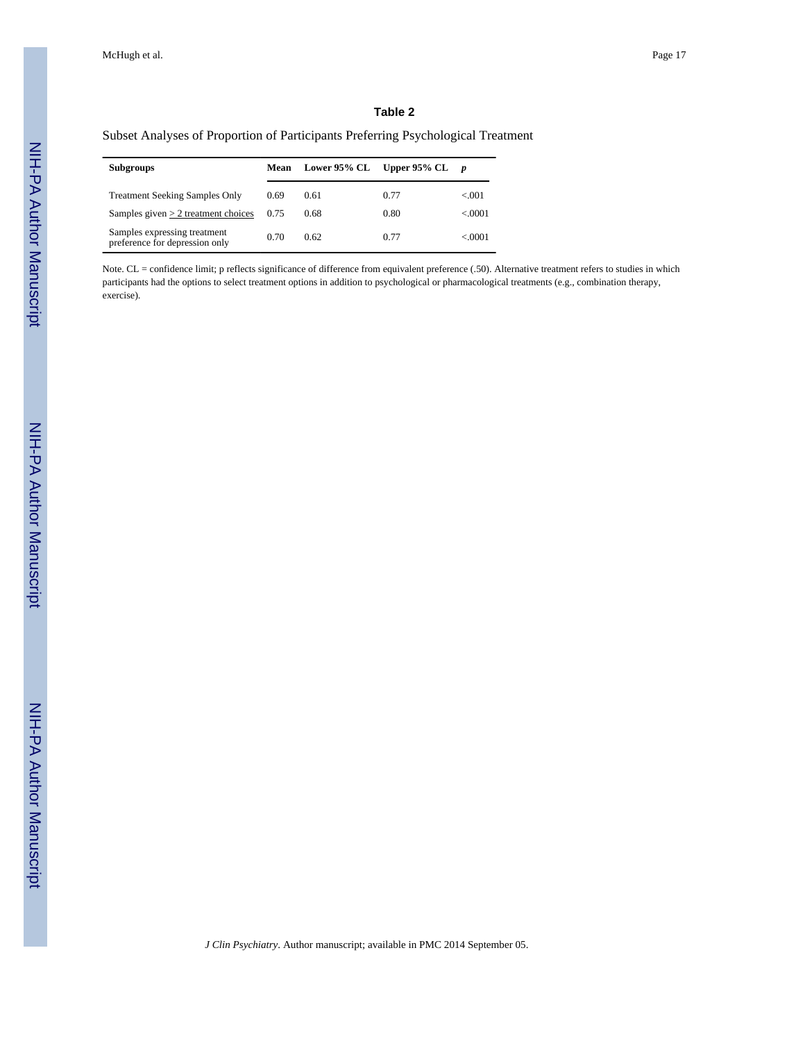**Table 2**

Subset Analyses of Proportion of Participants Preferring Psychological Treatment

| **Subgroups** | **Mean** | **Lower 95% CL** | **Upper 95% CL** | ***p*** |
|---|---|---|---|---|
| Treatment Seeking Samples Only | 0.69 | 0.61 | 0.77 | <.001 |
| Samples given $\geq$ 2 treatment choices | 0.75 | 0.68 | 0.80 | <.0001 |
| Samples expressing treatment preference for depression only | 0.70 | 0.62 | 0.77 | <.0001 |

Note. CL = confidence limit; p reflects significance of difference from equivalent preference (.50). Alternative treatment refers to studies in which participants had the options to select treatment options in addition to psychological or pharmacological treatments (e.g., combination therapy, exercise).